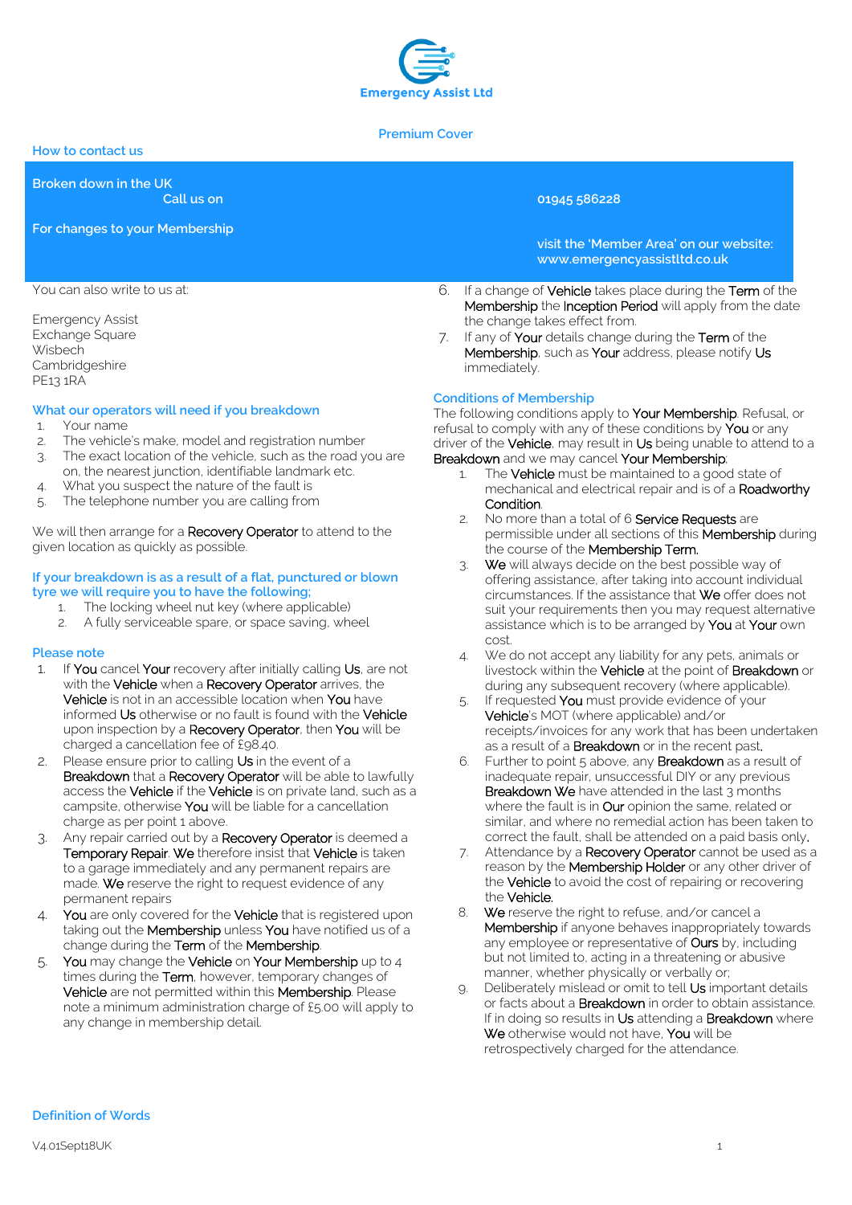Emergency Assist Ltd

## Premium Cover

### How to contact us

| | |
|---|---|
| **Broken down in the UK** Call us on | **01945 586228** |
| **For changes to your Membership** | **visit the 'Member Area' on our website: www.emergencyassistltd.co.uk** |

You can also write to us at:

Emergency Assist
Exchange Square
Wisbech
Cambridgeshire
PE13 1RA

### What our operators will need if you breakdown

1. Your name
2. The vehicle's make, model and registration number
3. The exact location of the vehicle, such as the road you are on, the nearest junction, identifiable landmark etc.
4. What you suspect the nature of the fault is
5. The telephone number you are calling from

We will then arrange for a Recovery Operator to attend to the given location as quickly as possible.

### If your breakdown is as a result of a flat, punctured or blown tyre we will require you to have the following;

1. The locking wheel nut key (where applicable)
2. A fully serviceable spare, or space saving, wheel

### Please note

1. If You cancel Your recovery after initially calling Us, are not with the Vehicle when a Recovery Operator arrives, the Vehicle is not in an accessible location when You have informed Us otherwise or no fault is found with the Vehicle upon inspection by a Recovery Operator, then You will be charged a cancellation fee of £98.40.
2. Please ensure prior to calling Us in the event of a Breakdown that a Recovery Operator will be able to lawfully access the Vehicle if the Vehicle is on private land, such as a campsite, otherwise You will be liable for a cancellation charge as per point 1 above.
3. Any repair carried out by a Recovery Operator is deemed a Temporary Repair. We therefore insist that Vehicle is taken to a garage immediately and any permanent repairs are made. We reserve the right to request evidence of any permanent repairs
4. You are only covered for the Vehicle that is registered upon taking out the Membership unless You have notified us of a change during the Term of the Membership.
5. You may change the Vehicle on Your Membership up to 4 times during the Term, however, temporary changes of Vehicle are not permitted within this Membership. Please note a minimum administration charge of £5.00 will apply to any change in membership detail.
6. If a change of Vehicle takes place during the Term of the Membership the Inception Period will apply from the date the change takes effect from.
7. If any of Your details change during the Term of the Membership, such as Your address, please notify Us immediately.

### Conditions of Membership

The following conditions apply to Your Membership. Refusal, or refusal to comply with any of these conditions by You or any driver of the Vehicle, may result in Us being unable to attend to a Breakdown and we may cancel Your Membership;

1. The Vehicle must be maintained to a good state of mechanical and electrical repair and is of a Roadworthy Condition.
2. No more than a total of 6 Service Requests are permissible under all sections of this Membership during the course of the Membership Term.
3. We will always decide on the best possible way of offering assistance, after taking into account individual circumstances. If the assistance that We offer does not suit your requirements then you may request alternative assistance which is to be arranged by You at Your own cost.
4. We do not accept any liability for any pets, animals or livestock within the Vehicle at the point of Breakdown or during any subsequent recovery (where applicable).
5. If requested You must provide evidence of your Vehicle's MOT (where applicable) and/or receipts/invoices for any work that has been undertaken as a result of a Breakdown or in the recent past.
6. Further to point 5 above, any Breakdown as a result of inadequate repair, unsuccessful DIY or any previous Breakdown We have attended in the last 3 months where the fault is in Our opinion the same, related or similar, and where no remedial action has been taken to correct the fault, shall be attended on a paid basis only.
7. Attendance by a Recovery Operator cannot be used as a reason by the Membership Holder or any other driver of the Vehicle to avoid the cost of repairing or recovering the Vehicle.
8. We reserve the right to refuse, and/or cancel a Membership if anyone behaves inappropriately towards any employee or representative of Ours by, including but not limited to, acting in a threatening or abusive manner, whether physically or verbally or;
9. Deliberately mislead or omit to tell Us important details or facts about a Breakdown in order to obtain assistance. If in doing so results in Us attending a Breakdown where We otherwise would not have, You will be retrospectively charged for the attendance.

### Definition of Words

V4.01Sept18UK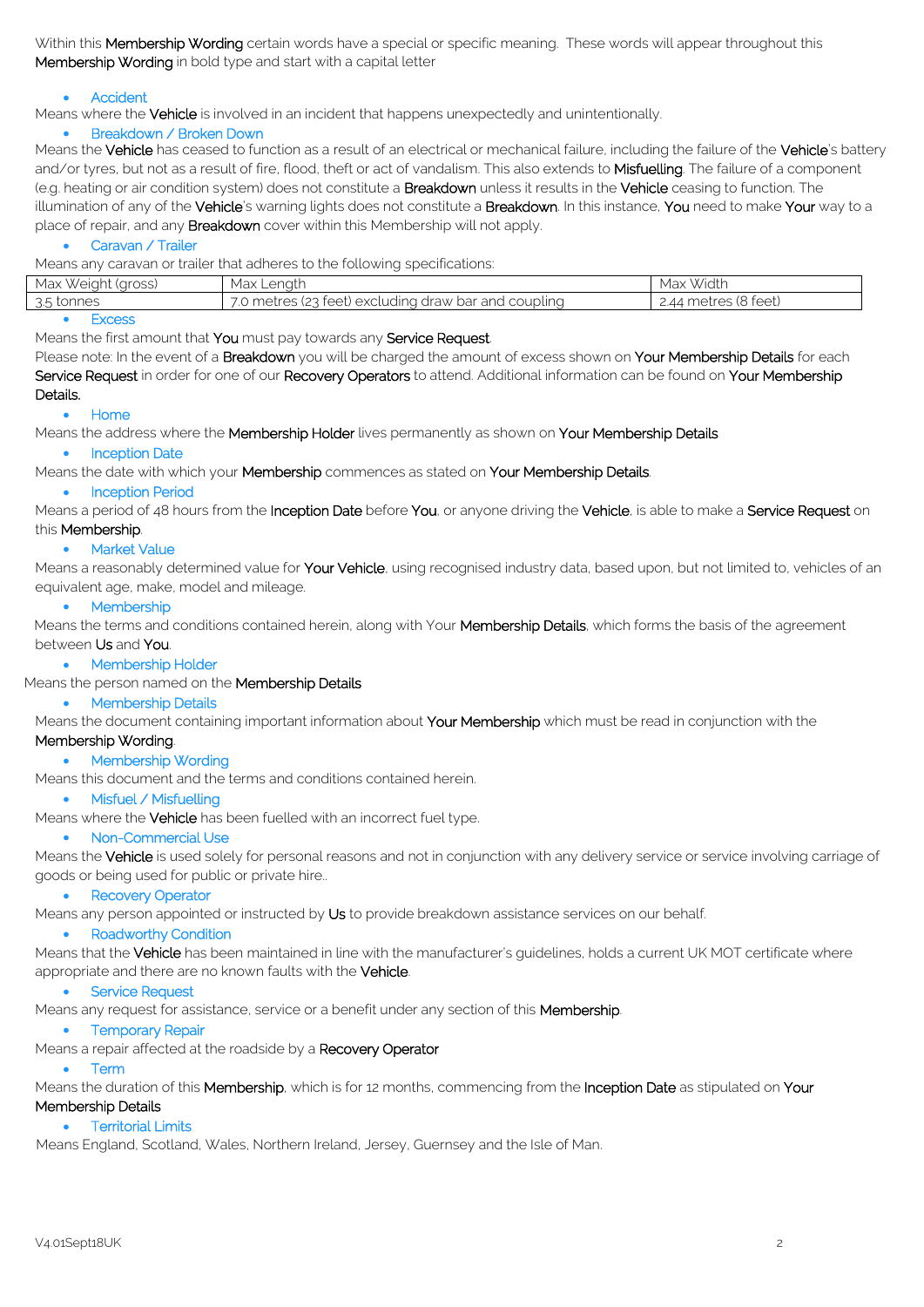Within this **Membership Wording** certain words have a special or specific meaning. These words will appear throughout this **Membership Wording** in bold type and start with a capital letter

- Accident

Means where the **Vehicle** is involved in an incident that happens unexpectedly and unintentionally.

- Breakdown / Broken Down

Means the **Vehicle** has ceased to function as a result of an electrical or mechanical failure, including the failure of the **Vehicle**'s battery and/or tyres, but not as a result of fire, flood, theft or act of vandalism. This also extends to **Misfuelling**. The failure of a component (e.g. heating or air condition system) does not constitute a **Breakdown** unless it results in the **Vehicle** ceasing to function. The illumination of any of the **Vehicle**'s warning lights does not constitute a **Breakdown**. In this instance, **You** need to make **Your** way to a place of repair, and any **Breakdown** cover within this Membership will not apply.

- Caravan / Trailer

Means any caravan or trailer that adheres to the following specifications:

| Max Weight (gross) | Max Length | Max Width |
|---|---|---|
| 3.5 tonnes | 7.0 metres (23 feet) excluding draw bar and coupling | 2.44 metres (8 feet) |

- Excess

Means the first amount that **You** must pay towards any **Service Request**.

Please note: In the event of a **Breakdown** you will be charged the amount of excess shown on **Your Membership Details** for each **Service Request** in order for one of our **Recovery Operators** to attend. Additional information can be found on **Your Membership Details.**

- Home

Means the address where the **Membership Holder** lives permanently as shown on **Your Membership Details**

- Inception Date

Means the date with which your **Membership** commences as stated on **Your Membership Details**.

- Inception Period

Means a period of 48 hours from the **Inception Date** before **You**, or anyone driving the **Vehicle**, is able to make a **Service Request** on this **Membership**.

- Market Value

Means a reasonably determined value for **Your Vehicle**, using recognised industry data, based upon, but not limited to, vehicles of an equivalent age, make, model and mileage.

- Membership

Means the terms and conditions contained herein, along with Your **Membership Details**, which forms the basis of the agreement between **Us** and **You**.

- Membership Holder

Means the person named on the **Membership Details**

- Membership Details

Means the document containing important information about **Your Membership** which must be read in conjunction with the **Membership Wording**.

- Membership Wording

Means this document and the terms and conditions contained herein.

- Misfuel / Misfuelling

Means where the **Vehicle** has been fuelled with an incorrect fuel type.

- Non-Commercial Use

Means the **Vehicle** is used solely for personal reasons and not in conjunction with any delivery service or service involving carriage of goods or being used for public or private hire..

- Recovery Operator

Means any person appointed or instructed by **Us** to provide breakdown assistance services on our behalf.

- Roadworthy Condition

Means that the **Vehicle** has been maintained in line with the manufacturer's guidelines, holds a current UK MOT certificate where appropriate and there are no known faults with the **Vehicle**.

- Service Request

Means any request for assistance, service or a benefit under any section of this **Membership**.

- Temporary Repair

Means a repair affected at the roadside by a **Recovery Operator**

- Term

Means the duration of this **Membership**, which is for 12 months, commencing from the **Inception Date** as stipulated on **Your Membership Details**

- Territorial Limits

Means England, Scotland, Wales, Northern Ireland, Jersey, Guernsey and the Isle of Man.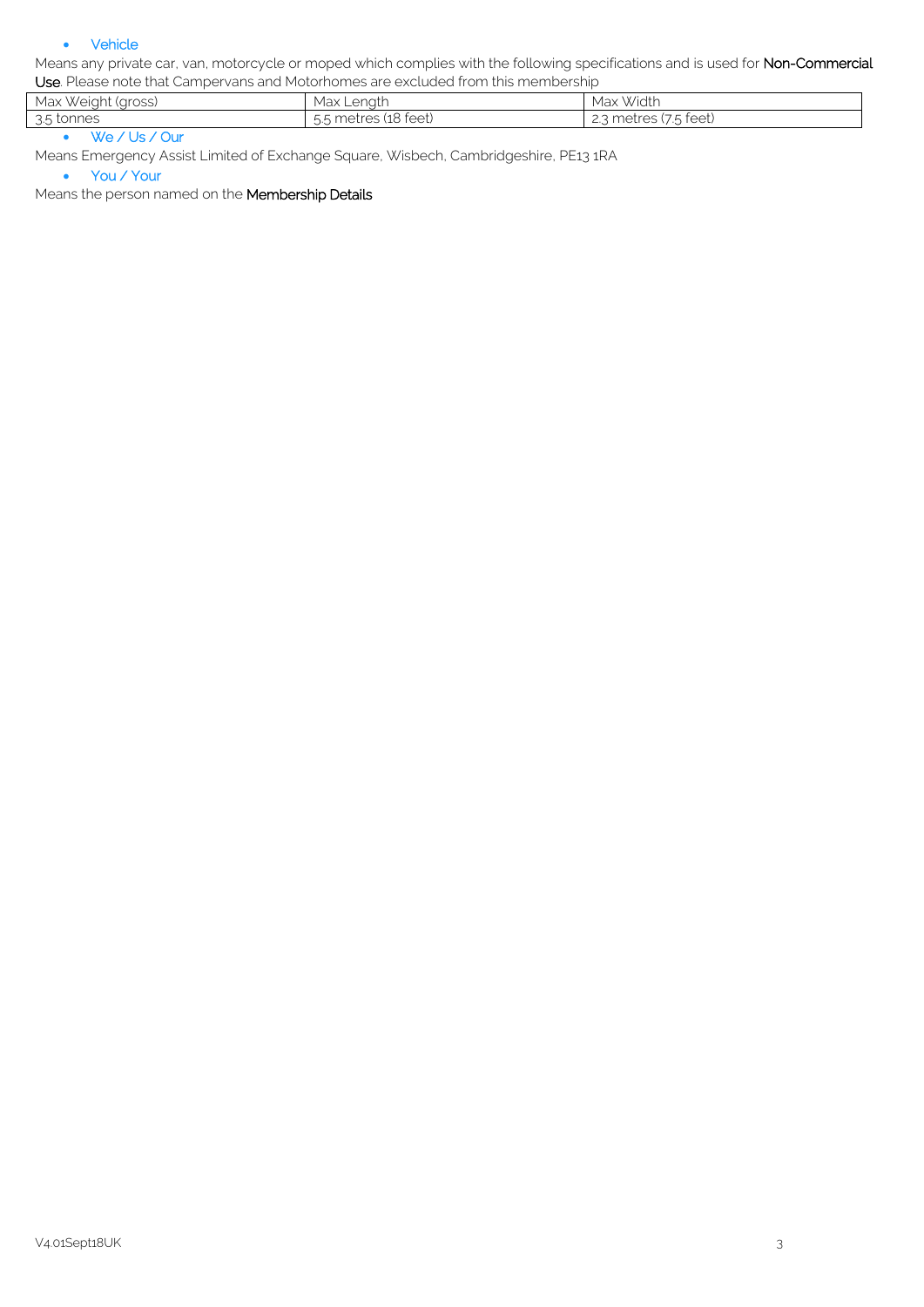- Vehicle

Means any private car, van, motorcycle or moped which complies with the following specifications and is used for **Non-Commercial Use**. Please note that Campervans and Motorhomes are excluded from this membership

| Max Weight (gross) | Max Length | Max Width |
|---|---|---|
| 3.5 tonnes | 5.5 metres (18 feet) | 2.3 metres (7.5 feet) |

- We / Us / Our

Means Emergency Assist Limited of Exchange Square, Wisbech, Cambridgeshire, PE13 1RA

- You / Your

Means the person named on the **Membership Details**

V4.01Sept18UK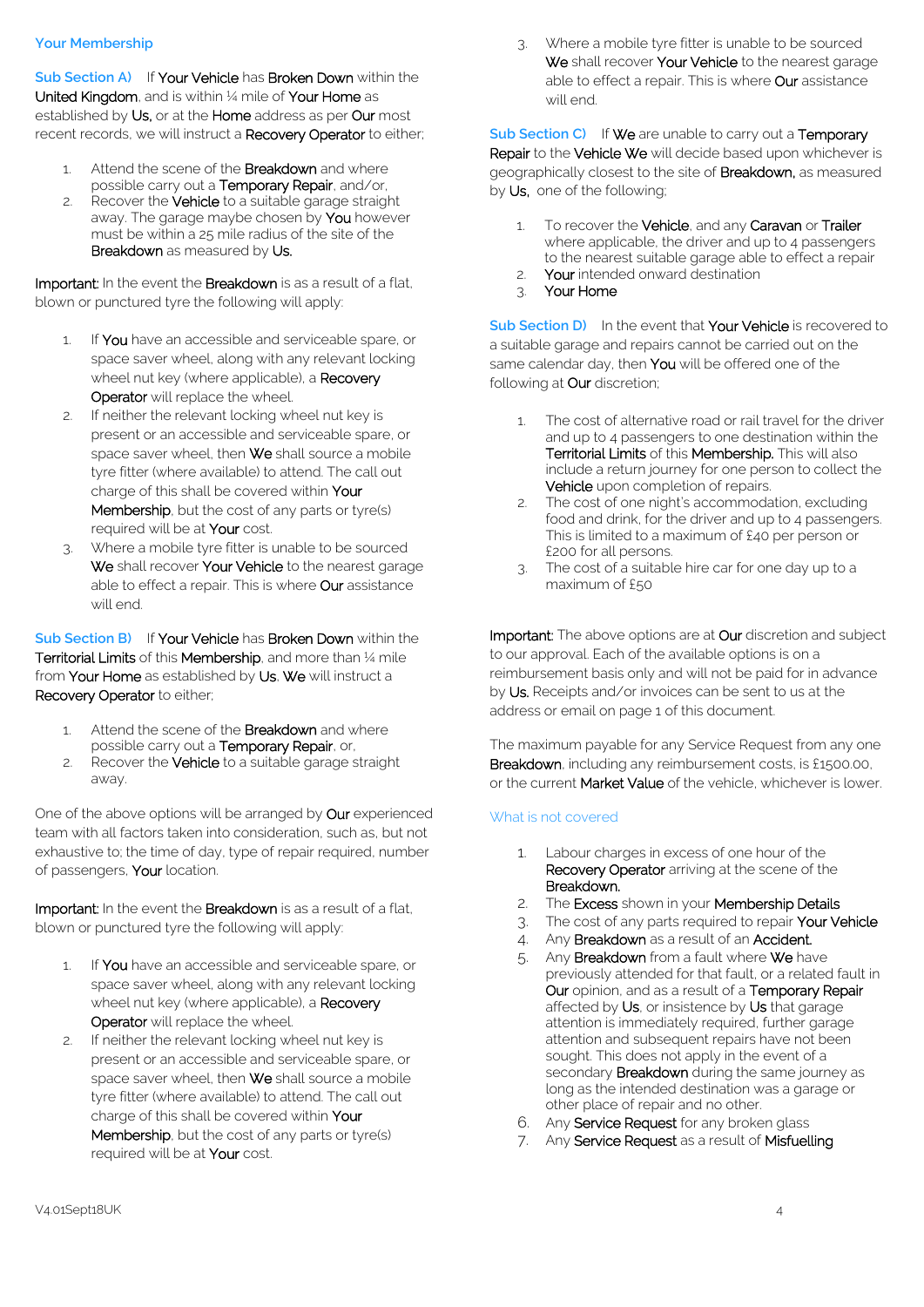## Your Membership

**Sub Section A)** If Your Vehicle has Broken Down within the United Kingdom, and is within ¼ mile of Your Home as established by Us, or at the Home address as per Our most recent records, we will instruct a Recovery Operator to either;

1. Attend the scene of the Breakdown and where possible carry out a Temporary Repair, and/or,
2. Recover the Vehicle to a suitable garage straight away. The garage maybe chosen by You however must be within a 25 mile radius of the site of the Breakdown as measured by Us.

Important: In the event the Breakdown is as a result of a flat, blown or punctured tyre the following will apply:

1. If You have an accessible and serviceable spare, or space saver wheel, along with any relevant locking wheel nut key (where applicable), a Recovery Operator will replace the wheel.
2. If neither the relevant locking wheel nut key is present or an accessible and serviceable spare, or space saver wheel, then We shall source a mobile tyre fitter (where available) to attend. The call out charge of this shall be covered within Your Membership, but the cost of any parts or tyre(s) required will be at Your cost.
3. Where a mobile tyre fitter is unable to be sourced We shall recover Your Vehicle to the nearest garage able to effect a repair. This is where Our assistance will end.

**Sub Section B)** If Your Vehicle has Broken Down within the Territorial Limits of this Membership, and more than ¼ mile from Your Home as established by Us, We will instruct a Recovery Operator to either;

1. Attend the scene of the Breakdown and where possible carry out a Temporary Repair, or,
2. Recover the Vehicle to a suitable garage straight away.

One of the above options will be arranged by Our experienced team with all factors taken into consideration, such as, but not exhaustive to; the time of day, type of repair required, number of passengers, Your location.

Important: In the event the Breakdown is as a result of a flat, blown or punctured tyre the following will apply:

1. If You have an accessible and serviceable spare, or space saver wheel, along with any relevant locking wheel nut key (where applicable), a Recovery Operator will replace the wheel.
2. If neither the relevant locking wheel nut key is present or an accessible and serviceable spare, or space saver wheel, then We shall source a mobile tyre fitter (where available) to attend. The call out charge of this shall be covered within Your Membership, but the cost of any parts or tyre(s) required will be at Your cost.
3. Where a mobile tyre fitter is unable to be sourced We shall recover Your Vehicle to the nearest garage able to effect a repair. This is where Our assistance will end.

**Sub Section C)** If We are unable to carry out a Temporary Repair to the Vehicle We will decide based upon whichever is geographically closest to the site of Breakdown, as measured by Us, one of the following;

1. To recover the Vehicle, and any Caravan or Trailer where applicable, the driver and up to 4 passengers to the nearest suitable garage able to effect a repair
2. Your intended onward destination
3. Your Home

**Sub Section D)** In the event that Your Vehicle is recovered to a suitable garage and repairs cannot be carried out on the same calendar day, then You will be offered one of the following at Our discretion;

1. The cost of alternative road or rail travel for the driver and up to 4 passengers to one destination within the Territorial Limits of this Membership. This will also include a return journey for one person to collect the Vehicle upon completion of repairs.
2. The cost of one night's accommodation, excluding food and drink, for the driver and up to 4 passengers. This is limited to a maximum of £40 per person or £200 for all persons.
3. The cost of a suitable hire car for one day up to a maximum of £50

Important: The above options are at Our discretion and subject to our approval. Each of the available options is on a reimbursement basis only and will not be paid for in advance by Us. Receipts and/or invoices can be sent to us at the address or email on page 1 of this document.

The maximum payable for any Service Request from any one Breakdown, including any reimbursement costs, is £1500.00, or the current Market Value of the vehicle, whichever is lower.

### What is not covered

1. Labour charges in excess of one hour of the Recovery Operator arriving at the scene of the Breakdown.
2. The Excess shown in your Membership Details
3. The cost of any parts required to repair Your Vehicle
4. Any Breakdown as a result of an Accident.
5. Any Breakdown from a fault where We have previously attended for that fault, or a related fault in Our opinion, and as a result of a Temporary Repair affected by Us, or insistence by Us that garage attention is immediately required, further garage attention and subsequent repairs have not been sought. This does not apply in the event of a secondary Breakdown during the same journey as long as the intended destination was a garage or other place of repair and no other.
6. Any Service Request for any broken glass
7. Any Service Request as a result of Misfuelling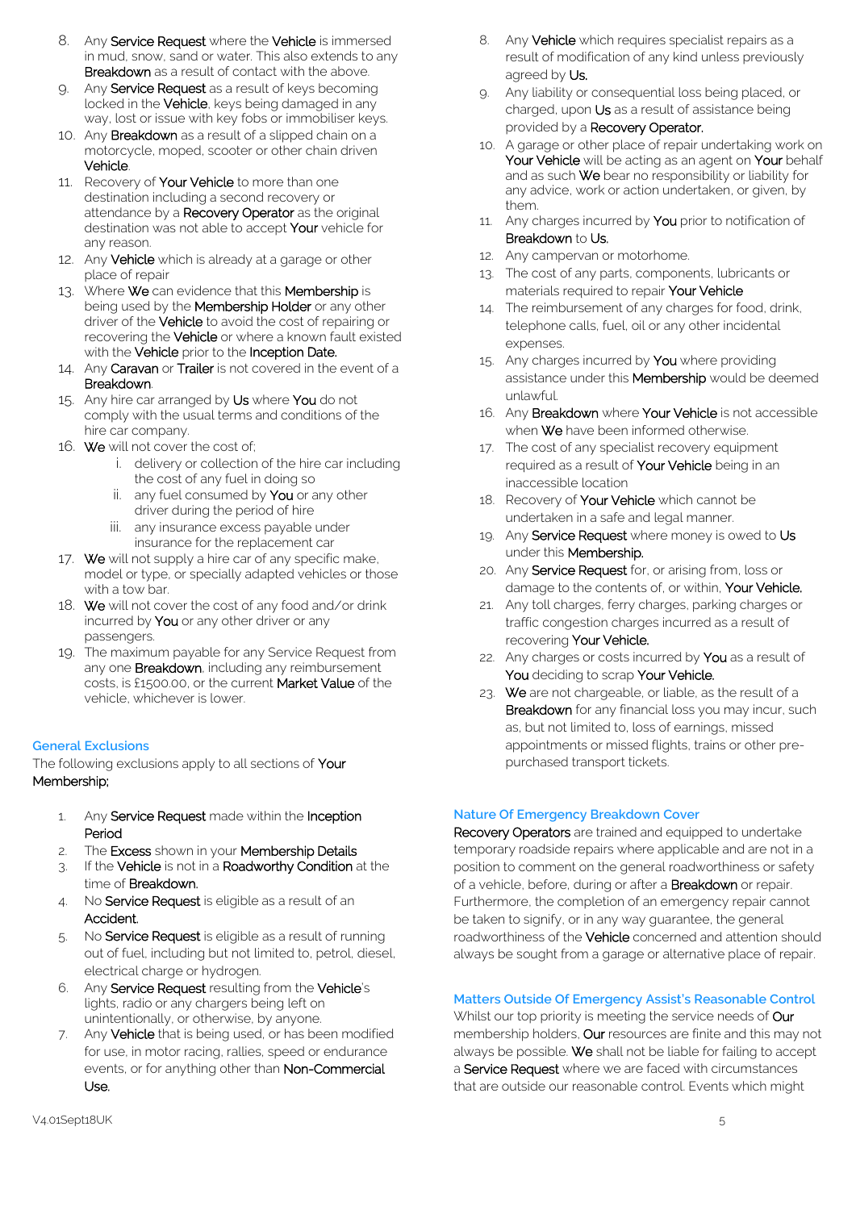8. Any Service Request where the Vehicle is immersed in mud, snow, sand or water. This also extends to any Breakdown as a result of contact with the above.
9. Any Service Request as a result of keys becoming locked in the Vehicle, keys being damaged in any way, lost or issue with key fobs or immobiliser keys.
10. Any Breakdown as a result of a slipped chain on a motorcycle, moped, scooter or other chain driven Vehicle.
11. Recovery of Your Vehicle to more than one destination including a second recovery or attendance by a Recovery Operator as the original destination was not able to accept Your vehicle for any reason.
12. Any Vehicle which is already at a garage or other place of repair
13. Where We can evidence that this Membership is being used by the Membership Holder or any other driver of the Vehicle to avoid the cost of repairing or recovering the Vehicle or where a known fault existed with the Vehicle prior to the Inception Date.
14. Any Caravan or Trailer is not covered in the event of a Breakdown.
15. Any hire car arranged by Us where You do not comply with the usual terms and conditions of the hire car company.
16. We will not cover the cost of;
    i. delivery or collection of the hire car including the cost of any fuel in doing so
    ii. any fuel consumed by You or any other driver during the period of hire
    iii. any insurance excess payable under insurance for the replacement car
17. We will not supply a hire car of any specific make, model or type, or specially adapted vehicles or those with a tow bar.
18. We will not cover the cost of any food and/or drink incurred by You or any other driver or any passengers.
19. The maximum payable for any Service Request from any one Breakdown, including any reimbursement costs, is £1500.00, or the current Market Value of the vehicle, whichever is lower.

## General Exclusions

The following exclusions apply to all sections of Your Membership;

1. Any Service Request made within the Inception Period
2. The Excess shown in your Membership Details
3. If the Vehicle is not in a Roadworthy Condition at the time of Breakdown.
4. No Service Request is eligible as a result of an Accident.
5. No Service Request is eligible as a result of running out of fuel, including but not limited to, petrol, diesel, electrical charge or hydrogen.
6. Any Service Request resulting from the Vehicle's lights, radio or any chargers being left on unintentionally, or otherwise, by anyone.
7. Any Vehicle that is being used, or has been modified for use, in motor racing, rallies, speed or endurance events, or for anything other than Non-Commercial Use.
8. Any Vehicle which requires specialist repairs as a result of modification of any kind unless previously agreed by Us.
9. Any liability or consequential loss being placed, or charged, upon Us as a result of assistance being provided by a Recovery Operator.
10. A garage or other place of repair undertaking work on Your Vehicle will be acting as an agent on Your behalf and as such We bear no responsibility or liability for any advice, work or action undertaken, or given, by them.
11. Any charges incurred by You prior to notification of Breakdown to Us.
12. Any campervan or motorhome.
13. The cost of any parts, components, lubricants or materials required to repair Your Vehicle
14. The reimbursement of any charges for food, drink, telephone calls, fuel, oil or any other incidental expenses.
15. Any charges incurred by You where providing assistance under this Membership would be deemed unlawful.
16. Any Breakdown where Your Vehicle is not accessible when We have been informed otherwise.
17. The cost of any specialist recovery equipment required as a result of Your Vehicle being in an inaccessible location
18. Recovery of Your Vehicle which cannot be undertaken in a safe and legal manner.
19. Any Service Request where money is owed to Us under this Membership.
20. Any Service Request for, or arising from, loss or damage to the contents of, or within, Your Vehicle.
21. Any toll charges, ferry charges, parking charges or traffic congestion charges incurred as a result of recovering Your Vehicle.
22. Any charges or costs incurred by You as a result of You deciding to scrap Your Vehicle.
23. We are not chargeable, or liable, as the result of a Breakdown for any financial loss you may incur, such as, but not limited to, loss of earnings, missed appointments or missed flights, trains or other pre-purchased transport tickets.

## Nature Of Emergency Breakdown Cover

Recovery Operators are trained and equipped to undertake temporary roadside repairs where applicable and are not in a position to comment on the general roadworthiness or safety of a vehicle, before, during or after a Breakdown or repair. Furthermore, the completion of an emergency repair cannot be taken to signify, or in any way guarantee, the general roadworthiness of the Vehicle concerned and attention should always be sought from a garage or alternative place of repair.

## Matters Outside Of Emergency Assist's Reasonable Control

Whilst our top priority is meeting the service needs of Our membership holders, Our resources are finite and this may not always be possible. We shall not be liable for failing to accept a Service Request where we are faced with circumstances that are outside our reasonable control. Events which might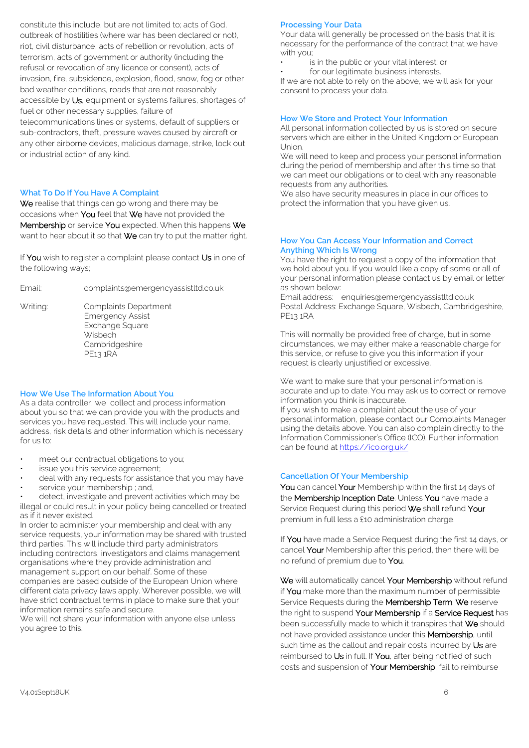constitute this include, but are not limited to; acts of God, outbreak of hostilities (where war has been declared or not), riot, civil disturbance, acts of rebellion or revolution, acts of terrorism, acts of government or authority (including the refusal or revocation of any licence or consent), acts of invasion, fire, subsidence, explosion, flood, snow, fog or other bad weather conditions, roads that are not reasonably accessible by **Us**, equipment or systems failures, shortages of fuel or other necessary supplies, failure of telecommunications lines or systems, default of suppliers or sub-contractors, theft, pressure waves caused by aircraft or any other airborne devices, malicious damage, strike, lock out or industrial action of any kind.

### What To Do If You Have A Complaint

**We** realise that things can go wrong and there may be occasions when **You** feel that **We** have not provided the **Membership** or service **You** expected. When this happens **We** want to hear about it so that **We** can try to put the matter right.

If **You** wish to register a complaint please contact **Us** in one of the following ways;

Email: complaints@emergencyassistltd.co.uk

Writing: Complaints Department
Emergency Assist
Exchange Square
Wisbech
Cambridgeshire
PE13 1RA

### How We Use The Information About You

As a data controller, we collect and process information about you so that we can provide you with the products and services you have requested. This will include your name, address, risk details and other information which is necessary for us to:

- meet our contractual obligations to you;
- issue you this service agreement;
- deal with any requests for assistance that you may have
- service your membership ; and,
- detect, investigate and prevent activities which may be illegal or could result in your policy being cancelled or treated as if it never existed.

In order to administer your membership and deal with any service requests, your information may be shared with trusted third parties. This will include third party administrators including contractors, investigators and claims management organisations where they provide administration and management support on our behalf. Some of these companies are based outside of the European Union where different data privacy laws apply. Wherever possible, we will have strict contractual terms in place to make sure that your information remains safe and secure.

We will not share your information with anyone else unless you agree to this.

### Processing Your Data

Your data will generally be processed on the basis that it is: necessary for the performance of the contract that we have with you;

- is in the public or your vital interest: or
- for our legitimate business interests.

If we are not able to rely on the above, we will ask for your consent to process your data.

### How We Store and Protect Your Information

All personal information collected by us is stored on secure servers which are either in the United Kingdom or European Union.

We will need to keep and process your personal information during the period of membership and after this time so that we can meet our obligations or to deal with any reasonable requests from any authorities.

We also have security measures in place in our offices to protect the information that you have given us.

### How You Can Access Your Information and Correct Anything Which Is Wrong

You have the right to request a copy of the information that we hold about you. If you would like a copy of some or all of your personal information please contact us by email or letter as shown below:

Email address: enquiries@emergencyassistltd.co.uk
Postal Address: Exchange Square, Wisbech, Cambridgeshire, PE13 1RA

This will normally be provided free of charge, but in some circumstances, we may either make a reasonable charge for this service, or refuse to give you this information if your request is clearly unjustified or excessive.

We want to make sure that your personal information is accurate and up to date. You may ask us to correct or remove information you think is inaccurate.

If you wish to make a complaint about the use of your personal information, please contact our Complaints Manager using the details above. You can also complain directly to the Information Commissioner's Office (ICO). Further information can be found at https://ico.org.uk/

### Cancellation Of Your Membership

**You** can cancel **Your** Membership within the first 14 days of the **Membership Inception Date**. Unless **You** have made a Service Request during this period **We** shall refund **Your** premium in full less a £10 administration charge.

If **You** have made a Service Request during the first 14 days, or cancel **Your** Membership after this period, then there will be no refund of premium due to **You**.

**We** will automatically cancel **Your Membership** without refund if **You** make more than the maximum number of permissible Service Requests during the **Membership Term**. **We** reserve the right to suspend **Your Membership** if a **Service Request** has been successfully made to which it transpires that **We** should not have provided assistance under this **Membership**, until such time as the callout and repair costs incurred by **Us** are reimbursed to **Us** in full. If **You**, after being notified of such costs and suspension of **Your Membership**, fail to reimburse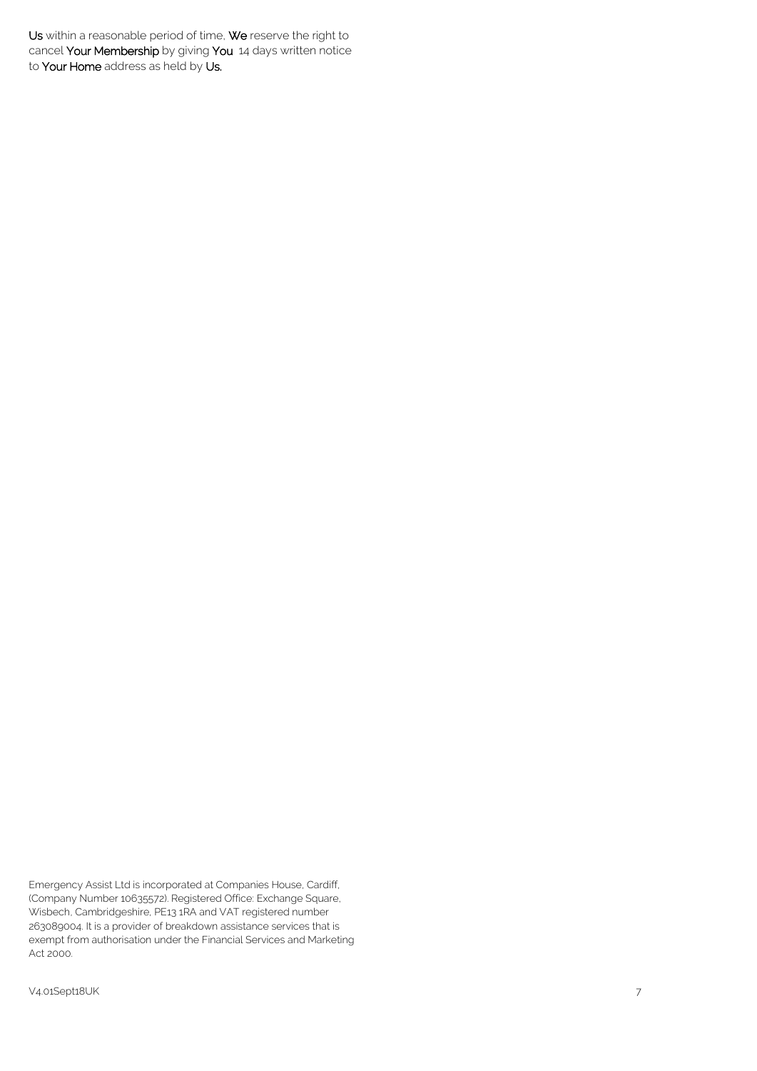**Us** within a reasonable period of time, **We** reserve the right to cancel **Your Membership** by giving **You** 14 days written notice to **Your Home** address as held by **Us.**

Emergency Assist Ltd is incorporated at Companies House, Cardiff, (Company Number 10635572). Registered Office: Exchange Square, Wisbech, Cambridgeshire, PE13 1RA and VAT registered number 263089004. It is a provider of breakdown assistance services that is exempt from authorisation under the Financial Services and Marketing Act 2000.

V4.01Sept18UK